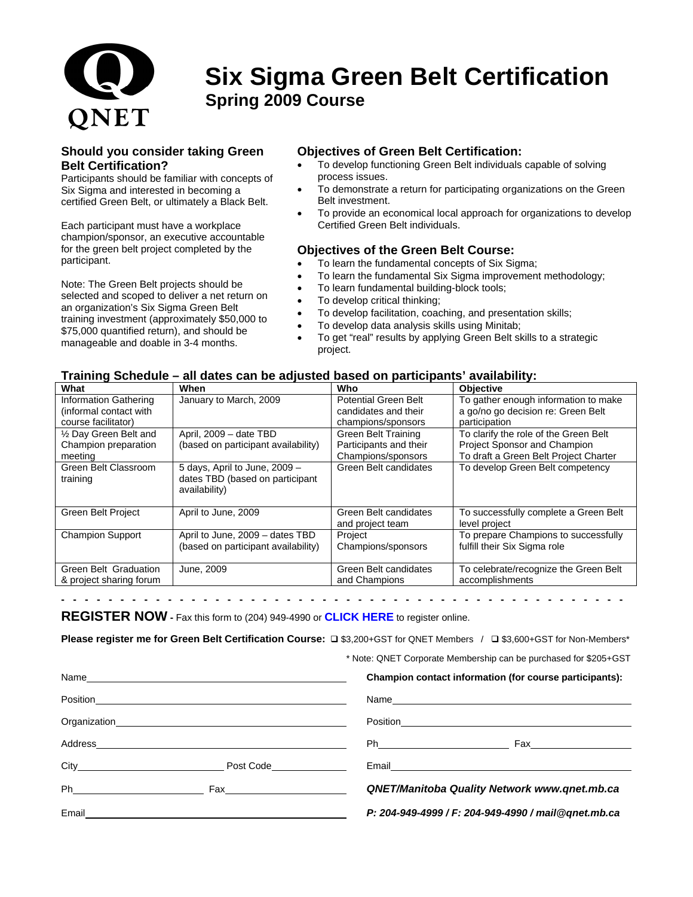QNET

# Six Sigma Green Belt Certification

## Spring 2009 Course

### Should you consider taking Green Belt Certification?

Participants should be familiar with concepts of Six Sigma and interested in becoming a certified Green Belt, or ultimately a Black Belt.

Each participant must have a workplace champion/sponsor, an executive accountable for the green belt project completed by the participant.

Note: The Green Belt projects should be selected and scoped to deliver a net return on an organization's Six Sigma Green Belt training investment (approximately $50,000 to $75,000 quantified return), and should be manageable and doable in 3-4 months.

### Objectives of Green Belt Certification:

- To develop functioning Green Belt individuals capable of solving process issues.
- To demonstrate a return for participating organizations on the Green Belt investment.
- To provide an economical local approach for organizations to develop Certified Green Belt individuals.

### Objectives of the Green Belt Course:

- To learn the fundamental concepts of Six Sigma;
- To learn the fundamental Six Sigma improvement methodology;
- To learn fundamental building-block tools;
- To develop critical thinking;
- To develop facilitation, coaching, and presentation skills;
- To develop data analysis skills using Minitab;
- To get "real" results by applying Green Belt skills to a strategic project.

### Training Schedule – all dates can be adjusted based on participants' availability:

| What | When | Who | Objective |
|---|---|---|---|
| Information Gathering (informal contact with course facilitator) | January to March, 2009 | Potential Green Belt candidates and their champions/sponsors | To gather enough information to make a go/no go decision re: Green Belt participation |
| ½ Day Green Belt and Champion preparation meeting | April, 2009 – date TBD (based on participant availability) | Green Belt Training Participants and their Champions/sponsors | To clarify the role of the Green Belt Project Sponsor and Champion<br>To draft a Green Belt Project Charter |
| Green Belt Classroom training | 5 days, April to June, 2009 – dates TBD (based on participant availability) | Green Belt candidates | To develop Green Belt competency |
| Green Belt Project | April to June, 2009 | Green Belt candidates and project team | To successfully complete a Green Belt level project |
| Champion Support | April to June, 2009 – dates TBD (based on participant availability) | Project Champions/sponsors | To prepare Champions to successfully fulfill their Six Sigma role |
| Green Belt Graduation & project sharing forum | June, 2009 | Green Belt candidates and Champions | To celebrate/recognize the Green Belt accomplishments |

- - - - - - - - - - - - - - - - - - - - - - - - - - - - - - - - - - - - - - - - - - - - -

**REGISTER NOW** - Fax this form to (204) 949-4990 or **CLICK HERE** to register online.

**Please register me for Green Belt Certification Course:** ☐ $3,200+GST for QNET Members / ☐ $3,600+GST for Non-Members*

\* Note: QNET Corporate Membership can be purchased for $205+GST

Name\_\_\_\_\_\_\_\_\_\_\_\_\_\_\_\_\_\_\_\_\_\_\_\_\_\_\_\_\_\_

Position\_\_\_\_\_\_\_\_\_\_\_\_\_\_\_\_\_\_\_\_\_\_\_\_\_\_\_\_\_\_

Organization\_\_\_\_\_\_\_\_\_\_\_\_\_\_\_\_\_\_\_\_\_\_\_\_\_\_\_\_\_\_

Address\_\_\_\_\_\_\_\_\_\_\_\_\_\_\_\_\_\_\_\_\_\_\_\_\_\_\_\_\_\_

City\_\_\_\_\_\_\_\_\_\_\_\_\_\_\_\_ Post Code\_\_\_\_\_\_\_\_\_\_

Ph\_\_\_\_\_\_\_\_\_\_\_\_\_\_\_\_ Fax\_\_\_\_\_\_\_\_\_\_\_\_\_\_\_\_

Email\_\_\_\_\_\_\_\_\_\_\_\_\_\_\_\_\_\_\_\_\_\_\_\_\_\_\_\_\_\_

**Champion contact information (for course participants):**

Name\_\_\_\_\_\_\_\_\_\_\_\_\_\_\_\_\_\_\_\_\_\_\_\_\_\_\_\_\_\_

Position\_\_\_\_\_\_\_\_\_\_\_\_\_\_\_\_\_\_\_\_\_\_\_\_\_\_\_\_\_\_

Ph\_\_\_\_\_\_\_\_\_\_\_\_\_\_\_\_ Fax\_\_\_\_\_\_\_\_\_\_\_\_\_\_\_\_

Email\_\_\_\_\_\_\_\_\_\_\_\_\_\_\_\_\_\_\_\_\_\_\_\_\_\_\_\_\_\_

***QNET/Manitoba Quality Network www.qnet.mb.ca***

***P: 204-949-4999 / F: 204-949-4990 / mail@qnet.mb.ca***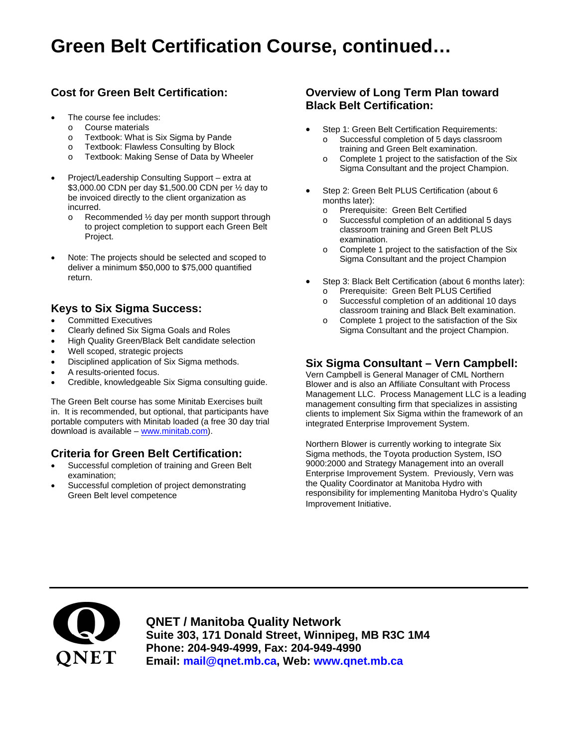# Green Belt Certification Course, continued…

## Cost for Green Belt Certification:

- The course fee includes:
  - Course materials
  - Textbook: What is Six Sigma by Pande
  - Textbook: Flawless Consulting by Block
  - Textbook: Making Sense of Data by Wheeler
- Project/Leadership Consulting Support – extra at $3,000.00 CDN per day $1,500.00 CDN per ½ day to be invoiced directly to the client organization as incurred.
  - Recommended ½ day per month support through to project completion to support each Green Belt Project.
- Note: The projects should be selected and scoped to deliver a minimum $50,000 to $75,000 quantified return.

## Keys to Six Sigma Success:

- Committed Executives
- Clearly defined Six Sigma Goals and Roles
- High Quality Green/Black Belt candidate selection
- Well scoped, strategic projects
- Disciplined application of Six Sigma methods.
- A results-oriented focus.
- Credible, knowledgeable Six Sigma consulting guide.

The Green Belt course has some Minitab Exercises built in. It is recommended, but optional, that participants have portable computers with Minitab loaded (a free 30 day trial download is available – www.minitab.com).

## Criteria for Green Belt Certification:

- Successful completion of training and Green Belt examination;
- Successful completion of project demonstrating Green Belt level competence

## Overview of Long Term Plan toward Black Belt Certification:

- Step 1: Green Belt Certification Requirements:
  - Successful completion of 5 days classroom training and Green Belt examination.
  - Complete 1 project to the satisfaction of the Six Sigma Consultant and the project Champion.
- Step 2: Green Belt PLUS Certification (about 6 months later):
  - Prerequisite: Green Belt Certified
  - Successful completion of an additional 5 days classroom training and Green Belt PLUS examination.
  - Complete 1 project to the satisfaction of the Six Sigma Consultant and the project Champion
- Step 3: Black Belt Certification (about 6 months later):
  - Prerequisite: Green Belt PLUS Certified
  - Successful completion of an additional 10 days classroom training and Black Belt examination.
  - Complete 1 project to the satisfaction of the Six Sigma Consultant and the project Champion.

## Six Sigma Consultant – Vern Campbell:

Vern Campbell is General Manager of CML Northern Blower and is also an Affiliate Consultant with Process Management LLC. Process Management LLC is a leading management consulting firm that specializes in assisting clients to implement Six Sigma within the framework of an integrated Enterprise Improvement System.

Northern Blower is currently working to integrate Six Sigma methods, the Toyota production System, ISO 9000:2000 and Strategy Management into an overall Enterprise Improvement System. Previously, Vern was the Quality Coordinator at Manitoba Hydro with responsibility for implementing Manitoba Hydro's Quality Improvement Initiative.

QNET

**QNET / Manitoba Quality Network**
**Suite 303, 171 Donald Street, Winnipeg, MB R3C 1M4**
**Phone: 204-949-4999, Fax: 204-949-4990**
**Email: mail@qnet.mb.ca, Web: www.qnet.mb.ca**